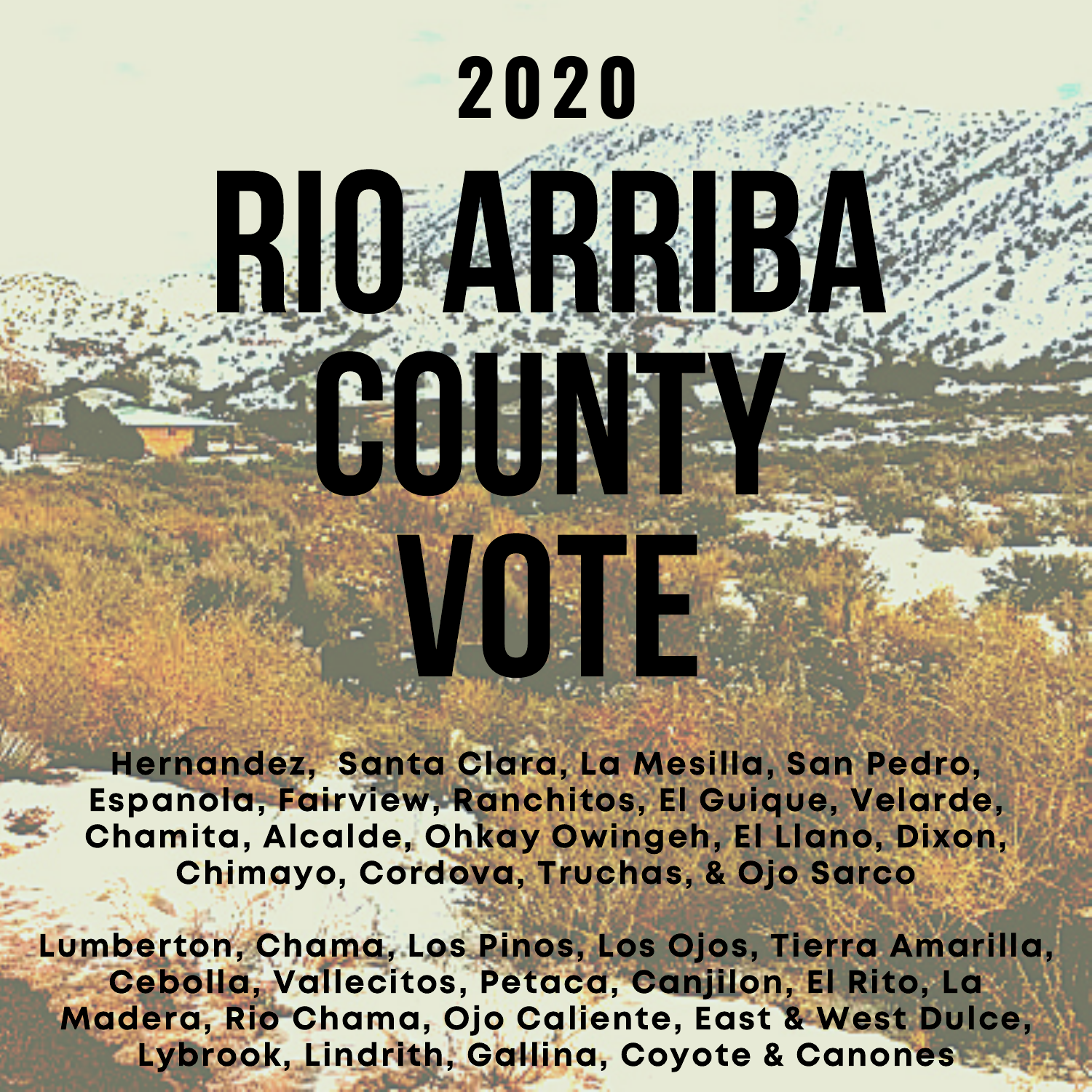# 2020

# RIO ARRIBA COUNTY VOTE

**Hernandez, Santa Clara, La Mesilla, San Pedro, Espanola, Fairview, Ranchitos, El Guique, Velarde, Chamita, Alcalde, Ohkay Owingeh, El Llano, Dixon, Chimayo, Cordova, Truchas, & Ojo Sarco**

**Lumberton, Chama, Los Pinos, Los Ojos, Tierra Amarilla, Cebolla, Vallecitos, Petaca, Canjilon, El Rito, La Madera, Rio Chama, Ojo Caliente, East & West Dulce, Lybrook, Lindrith, Gallina, Coyote & Canones**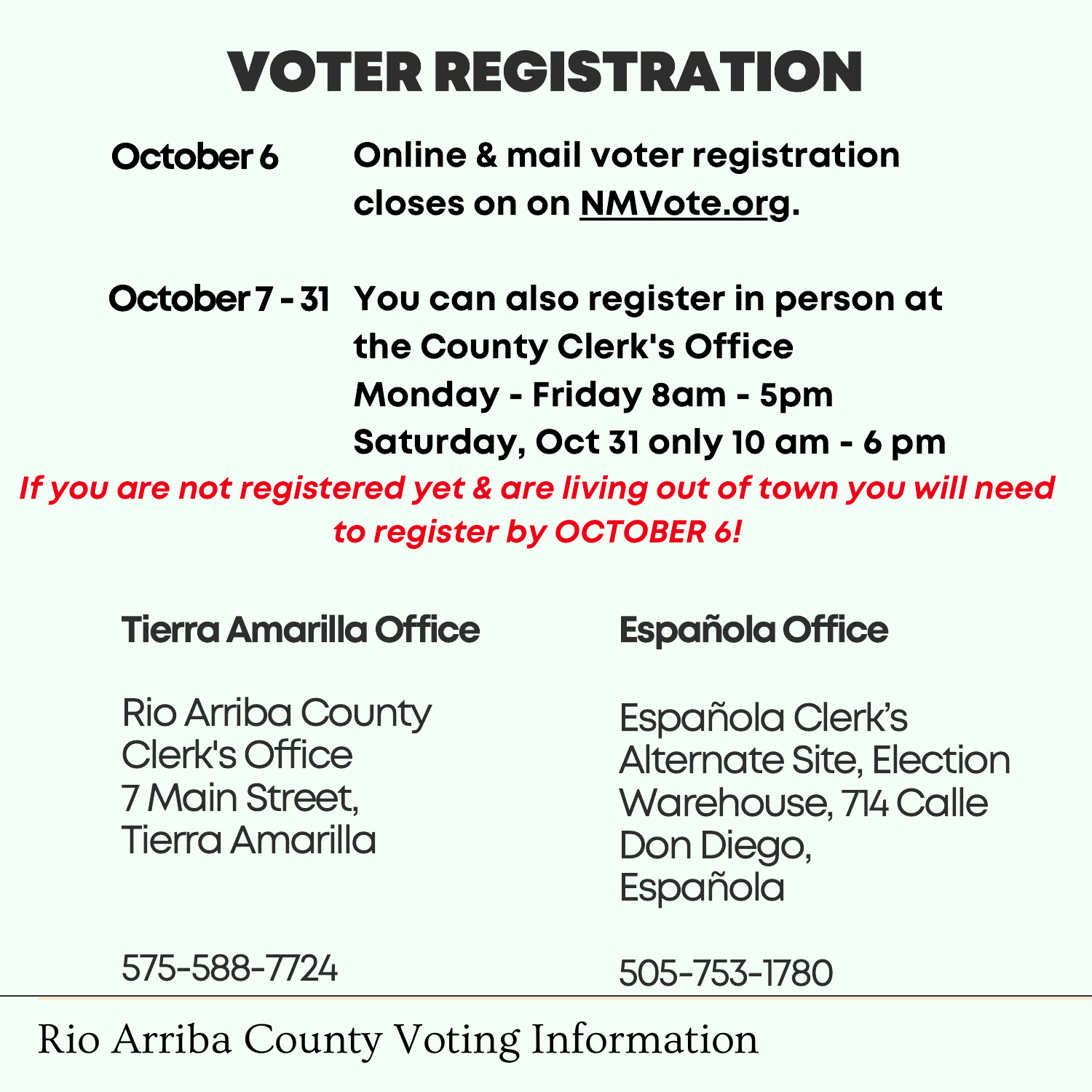# VOTER REGISTRATION

**October 6** — **Online & mail voter registration closes on on [NMVote.org](NMVote.org).**

**October 7 - 31** — **You can also register in person at the County Clerk's Office Monday - Friday 8am - 5pm Saturday, Oct 31 only 10 am - 6 pm**

***If you are not registered yet & are living out of town you will need to register by OCTOBER 6!***

**Tierra Amarilla Office**

Rio Arriba County Clerk's Office
7 Main Street,
Tierra Amarilla

575-588-7724

**Española Office**

Española Clerk's Alternate Site, Election Warehouse, 714 Calle Don Diego,
Española

505-753-1780

Rio Arriba County Voting Information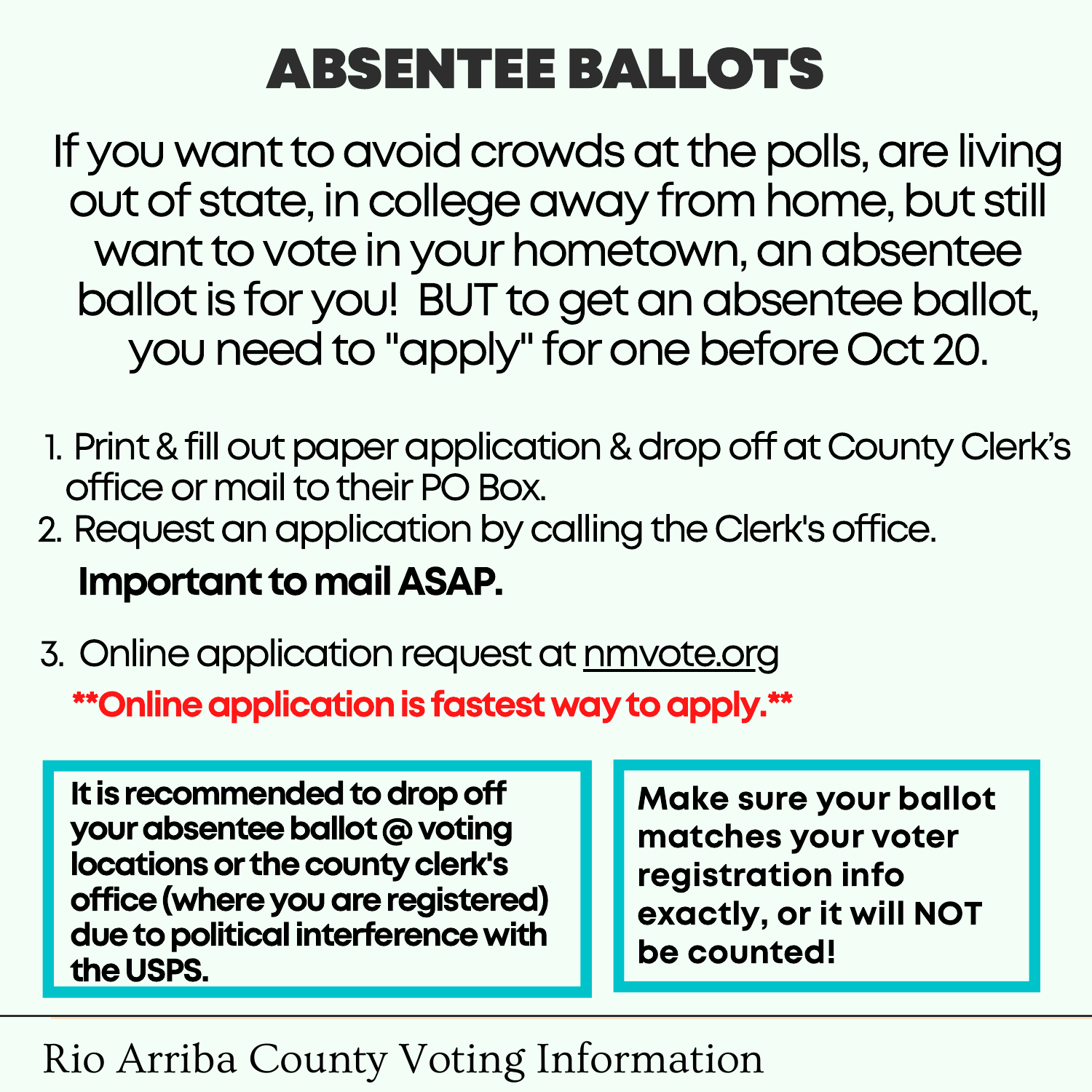# ABSENTEE BALLOTS

If you want to avoid crowds at the polls, are living out of state, in college away from home, but still want to vote in your hometown, an absentee ballot is for you! BUT to get an absentee ballot, you need to "apply" for one before Oct 20.

1. Print & fill out paper application & drop off at County Clerk's office or mail to their PO Box.
2. Request an application by calling the Clerk's office.

   **Important to mail ASAP.**

3. Online application request at nmvote.org

   ****Online application is fastest way to apply.****

**It is recommended to drop off your absentee ballot @ voting locations or the county clerk's office (where you are registered) due to political interference with the USPS.**

**Make sure your ballot matches your voter registration info exactly, or it will NOT be counted!**

Rio Arriba County Voting Information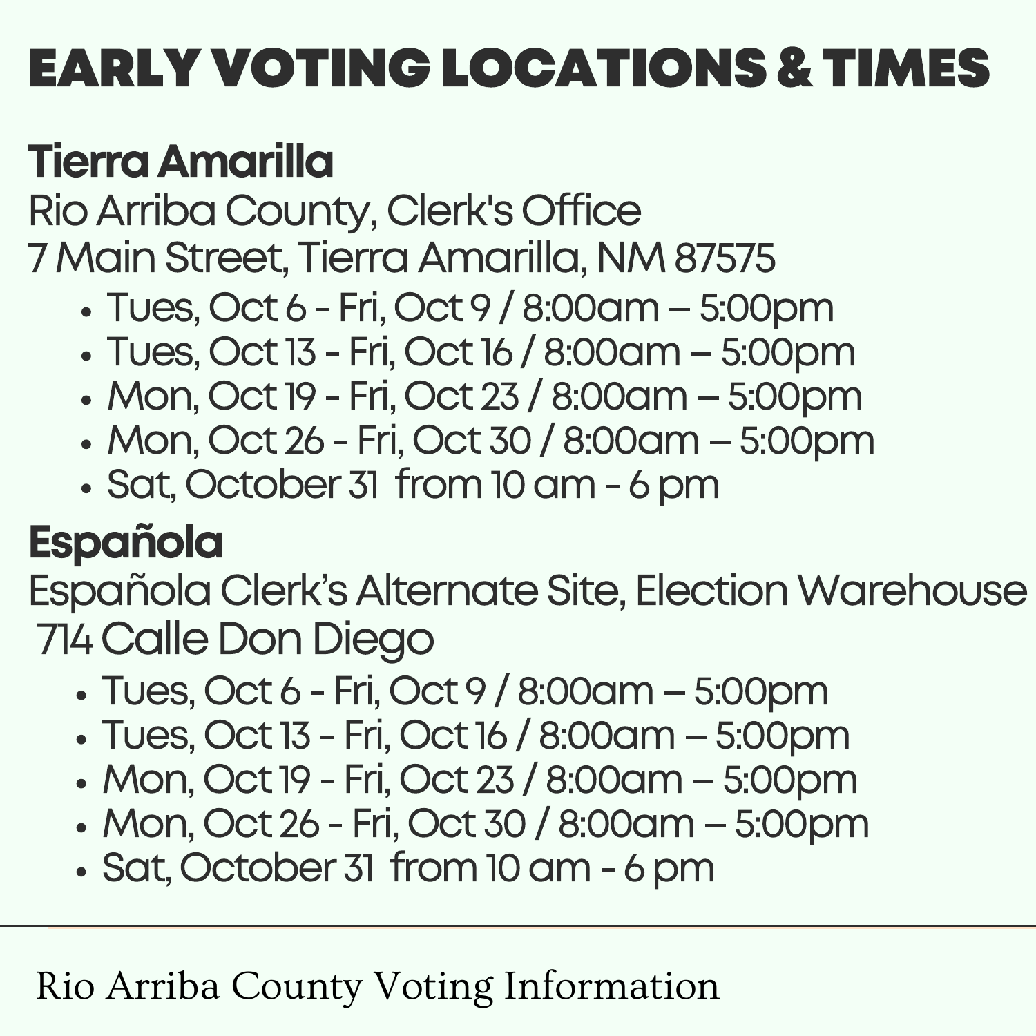# EARLY VOTING LOCATIONS & TIMES

## Tierra Amarilla

Rio Arriba County, Clerk's Office
7 Main Street, Tierra Amarilla, NM 87575

- Tues, Oct 6 - Fri, Oct 9 / 8:00am – 5:00pm
- Tues, Oct 13 - Fri, Oct 16 / 8:00am – 5:00pm
- Mon, Oct 19 - Fri, Oct 23 / 8:00am – 5:00pm
- Mon, Oct 26 - Fri, Oct 30 / 8:00am – 5:00pm
- Sat, October 31 from 10 am - 6 pm

## Española

Española Clerk's Alternate Site, Election Warehouse
714 Calle Don Diego

- Tues, Oct 6 - Fri, Oct 9 / 8:00am – 5:00pm
- Tues, Oct 13 - Fri, Oct 16 / 8:00am – 5:00pm
- Mon, Oct 19 - Fri, Oct 23 / 8:00am – 5:00pm
- Mon, Oct 26 - Fri, Oct 30 / 8:00am – 5:00pm
- Sat, October 31 from 10 am - 6 pm

---

Rio Arriba County Voting Information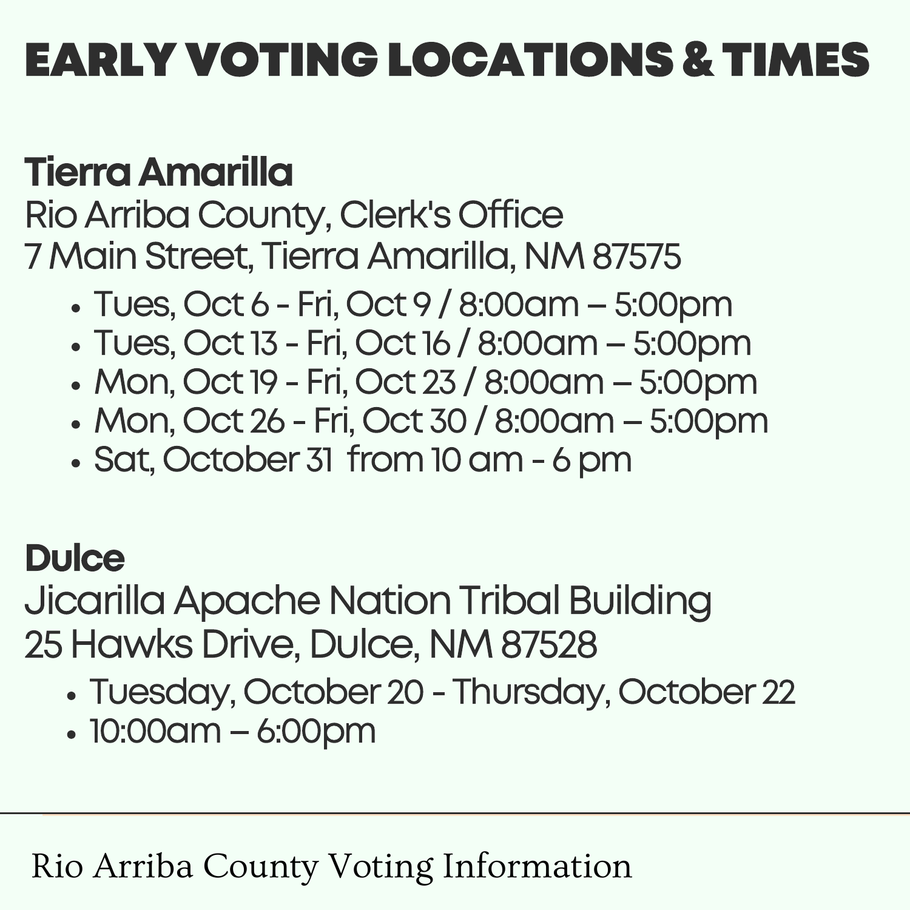# EARLY VOTING LOCATIONS & TIMES

## Tierra Amarilla

Rio Arriba County, Clerk's Office
7 Main Street, Tierra Amarilla, NM 87575

- Tues, Oct 6 - Fri, Oct 9 / 8:00am – 5:00pm
- Tues, Oct 13 - Fri, Oct 16 / 8:00am – 5:00pm
- Mon, Oct 19 - Fri, Oct 23 / 8:00am – 5:00pm
- Mon, Oct 26 - Fri, Oct 30 / 8:00am – 5:00pm
- Sat, October 31 from 10 am - 6 pm

## Dulce

Jicarilla Apache Nation Tribal Building
25 Hawks Drive, Dulce, NM 87528

- Tuesday, October 20 - Thursday, October 22
- 10:00am – 6:00pm

---

Rio Arriba County Voting Information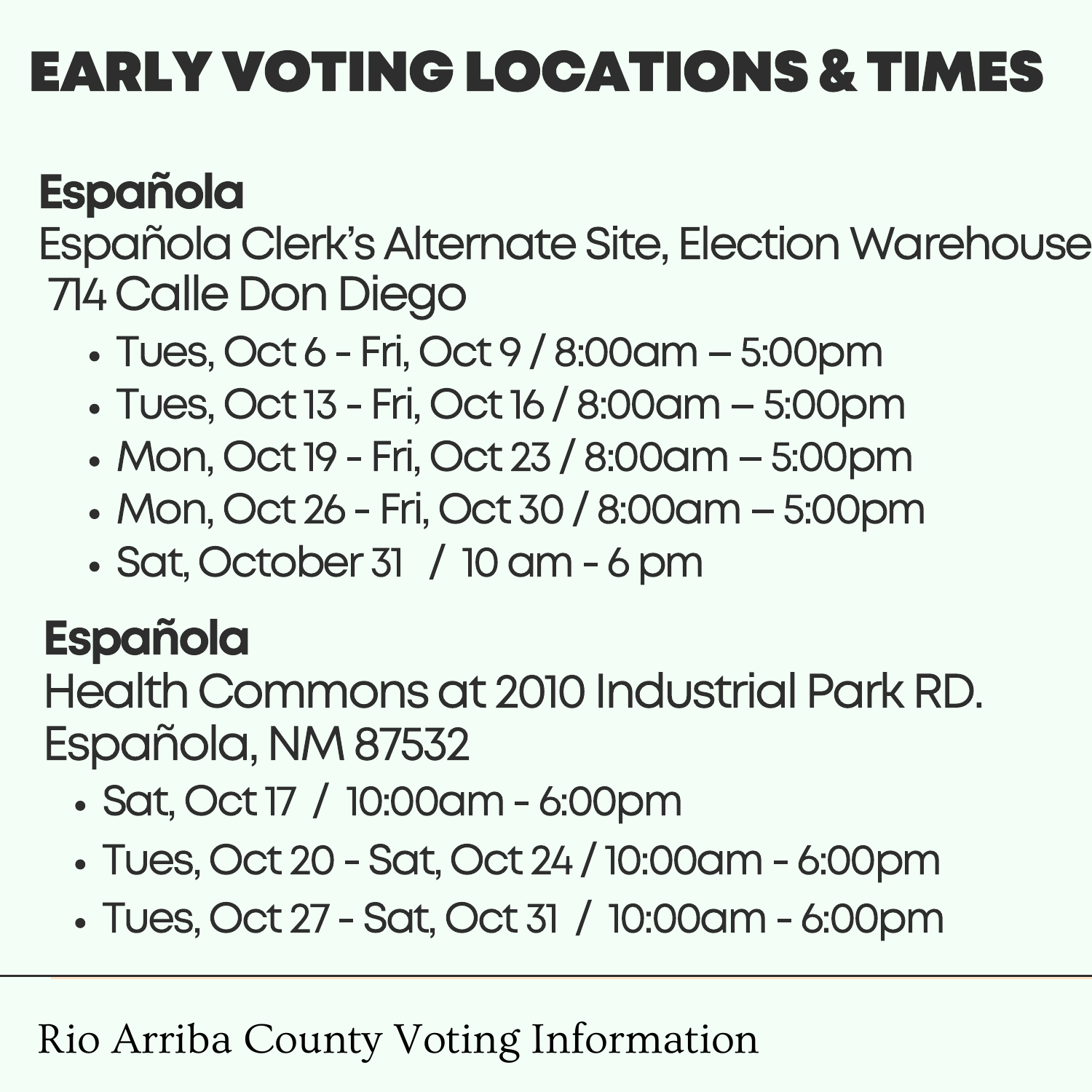# EARLY VOTING LOCATIONS & TIMES

**Española**
Española Clerk's Alternate Site, Election Warehouse
714 Calle Don Diego

- Tues, Oct 6 - Fri, Oct 9 / 8:00am – 5:00pm
- Tues, Oct 13 - Fri, Oct 16 / 8:00am – 5:00pm
- Mon, Oct 19 - Fri, Oct 23 / 8:00am – 5:00pm
- Mon, Oct 26 - Fri, Oct 30 / 8:00am – 5:00pm
- Sat, October 31 / 10 am - 6 pm

**Española**
Health Commons at 2010 Industrial Park RD.
Española, NM 87532

- Sat, Oct 17 / 10:00am - 6:00pm
- Tues, Oct 20 - Sat, Oct 24 / 10:00am - 6:00pm
- Tues, Oct 27 - Sat, Oct 31 / 10:00am - 6:00pm

Rio Arriba County Voting Information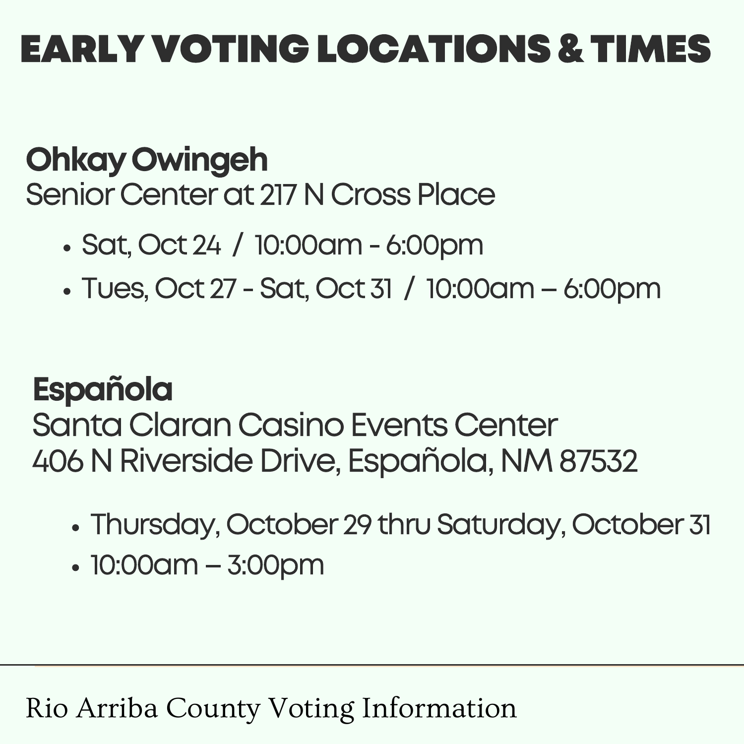# EARLY VOTING LOCATIONS & TIMES

**Ohkay Owingeh**
Senior Center at 217 N Cross Place

- Sat, Oct 24 / 10:00am - 6:00pm
- Tues, Oct 27 - Sat, Oct 31 / 10:00am – 6:00pm

**Española**
Santa Claran Casino Events Center
406 N Riverside Drive, Española, NM 87532

- Thursday, October 29 thru Saturday, October 31
- 10:00am – 3:00pm

Rio Arriba County Voting Information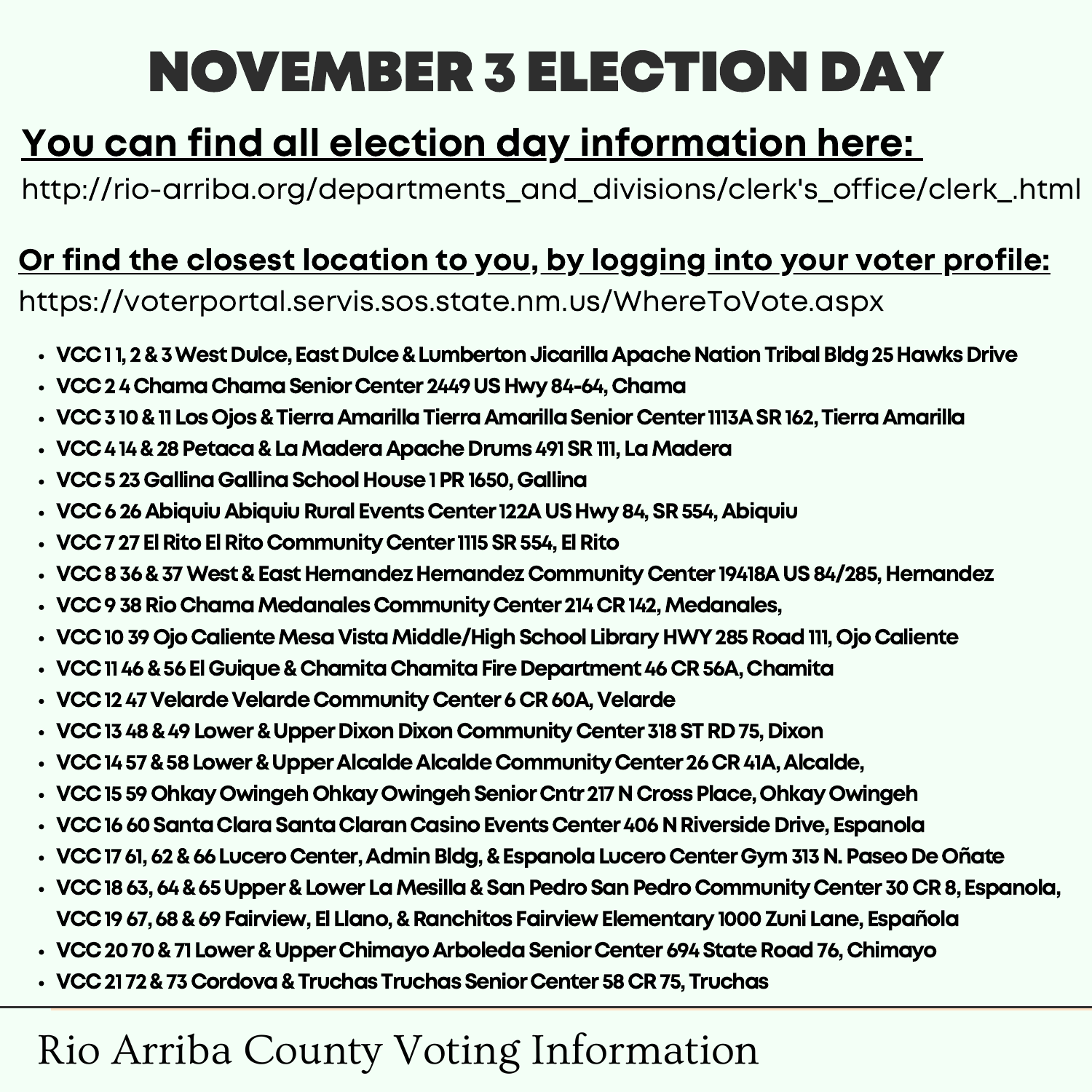# NOVEMBER 3 ELECTION DAY

## You can find all election day information here:

http://rio-arriba.org/departments_and_divisions/clerk's_office/clerk_.html

## Or find the closest location to you, by logging into your voter profile:

https://voterportal.servis.sos.state.nm.us/WhereToVote.aspx

- **VCC 1 1, 2 & 3 West Dulce, East Dulce & Lumberton Jicarilla Apache Nation Tribal Bldg 25 Hawks Drive**
- **VCC 2 4 Chama Chama Senior Center 2449 US Hwy 84-64, Chama**
- **VCC 3 10 & 11 Los Ojos & Tierra Amarilla Tierra Amarilla Senior Center 1113A SR 162, Tierra Amarilla**
- **VCC 4 14 & 28 Petaca & La Madera Apache Drums 491 SR 111, La Madera**
- **VCC 5 23 Gallina Gallina School House 1 PR 1650, Gallina**
- **VCC 6 26 Abiquiu Abiquiu Rural Events Center 122A US Hwy 84, SR 554, Abiquiu**
- **VCC 7 27 El Rito El Rito Community Center 1115 SR 554, El Rito**
- **VCC 8 36 & 37 West & East Hernandez Hernandez Community Center 19418A US 84/285, Hernandez**
- **VCC 9 38 Rio Chama Medanales Community Center 214 CR 142, Medanales,**
- **VCC 10 39 Ojo Caliente Mesa Vista Middle/High School Library HWY 285 Road 111, Ojo Caliente**
- **VCC 11 46 & 56 El Guique & Chamita Chamita Fire Department 46 CR 56A, Chamita**
- **VCC 12 47 Velarde Velarde Community Center 6 CR 60A, Velarde**
- **VCC 13 48 & 49 Lower & Upper Dixon Dixon Community Center 318 ST RD 75, Dixon**
- **VCC 14 57 & 58 Lower & Upper Alcalde Alcalde Community Center 26 CR 41A, Alcalde,**
- **VCC 15 59 Ohkay Owingeh Ohkay Owingeh Senior Cntr 217 N Cross Place, Ohkay Owingeh**
- **VCC 16 60 Santa Clara Santa Claran Casino Events Center 406 N Riverside Drive, Espanola**
- **VCC 17 61, 62 & 66 Lucero Center, Admin Bldg, & Espanola Lucero Center Gym 313 N. Paseo De Oñate**
- **VCC 18 63, 64 & 65 Upper & Lower La Mesilla & San Pedro San Pedro Community Center 30 CR 8, Espanola, VCC 19 67, 68 & 69 Fairview, El Llano, & Ranchitos Fairview Elementary 1000 Zuni Lane, Española**
- **VCC 20 70 & 71 Lower & Upper Chimayo Arboleda Senior Center 694 State Road 76, Chimayo**
- **VCC 21 72 & 73 Cordova & Truchas Truchas Senior Center 58 CR 75, Truchas**

---

Rio Arriba County Voting Information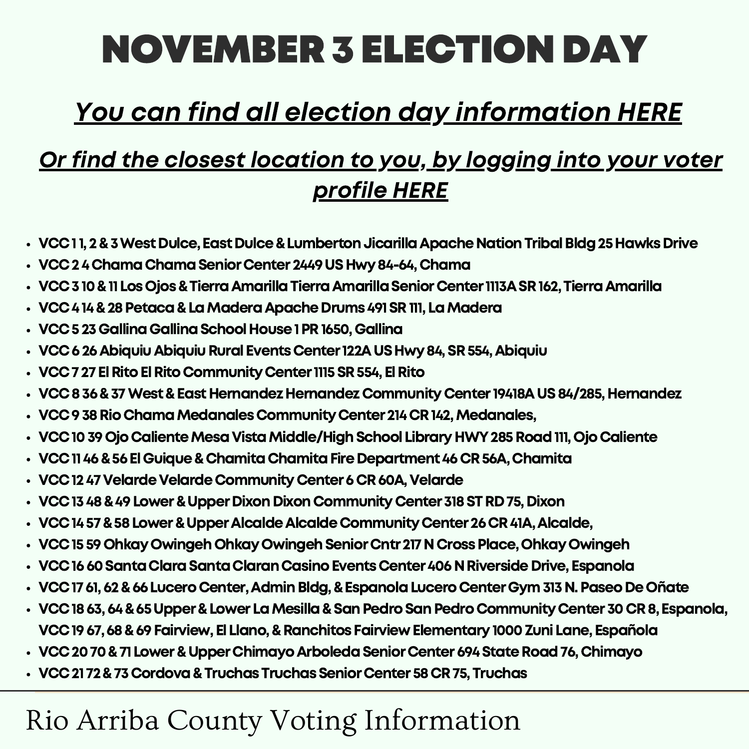# NOVEMBER 3 ELECTION DAY

## *You can find all election day information HERE*

## *Or find the closest location to you, by logging into your voter profile HERE*

- **VCC 1 1, 2 & 3 West Dulce, East Dulce & Lumberton Jicarilla Apache Nation Tribal Bldg 25 Hawks Drive**
- **VCC 2 4 Chama Chama Senior Center 2449 US Hwy 84-64, Chama**
- **VCC 3 10 & 11 Los Ojos & Tierra Amarilla Tierra Amarilla Senior Center 1113A SR 162, Tierra Amarilla**
- **VCC 4 14 & 28 Petaca & La Madera Apache Drums 491 SR 111, La Madera**
- **VCC 5 23 Gallina Gallina School House 1 PR 1650, Gallina**
- **VCC 6 26 Abiquiu Abiquiu Rural Events Center 122A US Hwy 84, SR 554, Abiquiu**
- **VCC 7 27 El Rito El Rito Community Center 1115 SR 554, El Rito**
- **VCC 8 36 & 37 West & East Hernandez Hernandez Community Center 19418A US 84/285, Hernandez**
- **VCC 9 38 Rio Chama Medanales Community Center 214 CR 142, Medanales,**
- **VCC 10 39 Ojo Caliente Mesa Vista Middle/High School Library HWY 285 Road 111, Ojo Caliente**
- **VCC 11 46 & 56 El Guique & Chamita Chamita Fire Department 46 CR 56A, Chamita**
- **VCC 12 47 Velarde Velarde Community Center 6 CR 60A, Velarde**
- **VCC 13 48 & 49 Lower & Upper Dixon Dixon Community Center 318 ST RD 75, Dixon**
- **VCC 14 57 & 58 Lower & Upper Alcalde Alcalde Community Center 26 CR 41A, Alcalde,**
- **VCC 15 59 Ohkay Owingeh Ohkay Owingeh Senior Cntr 217 N Cross Place, Ohkay Owingeh**
- **VCC 16 60 Santa Clara Santa Claran Casino Events Center 406 N Riverside Drive, Espanola**
- **VCC 17 61, 62 & 66 Lucero Center, Admin Bldg, & Espanola Lucero Center Gym 313 N. Paseo De Oñate**
- **VCC 18 63, 64 & 65 Upper & Lower La Mesilla & San Pedro San Pedro Community Center 30 CR 8, Espanola, VCC 19 67, 68 & 69 Fairview, El Llano, & Ranchitos Fairview Elementary 1000 Zuni Lane, Española**
- **VCC 20 70 & 71 Lower & Upper Chimayo Arboleda Senior Center 694 State Road 76, Chimayo**
- **VCC 21 72 & 73 Cordova & Truchas Truchas Senior Center 58 CR 75, Truchas**

---

Rio Arriba County Voting Information